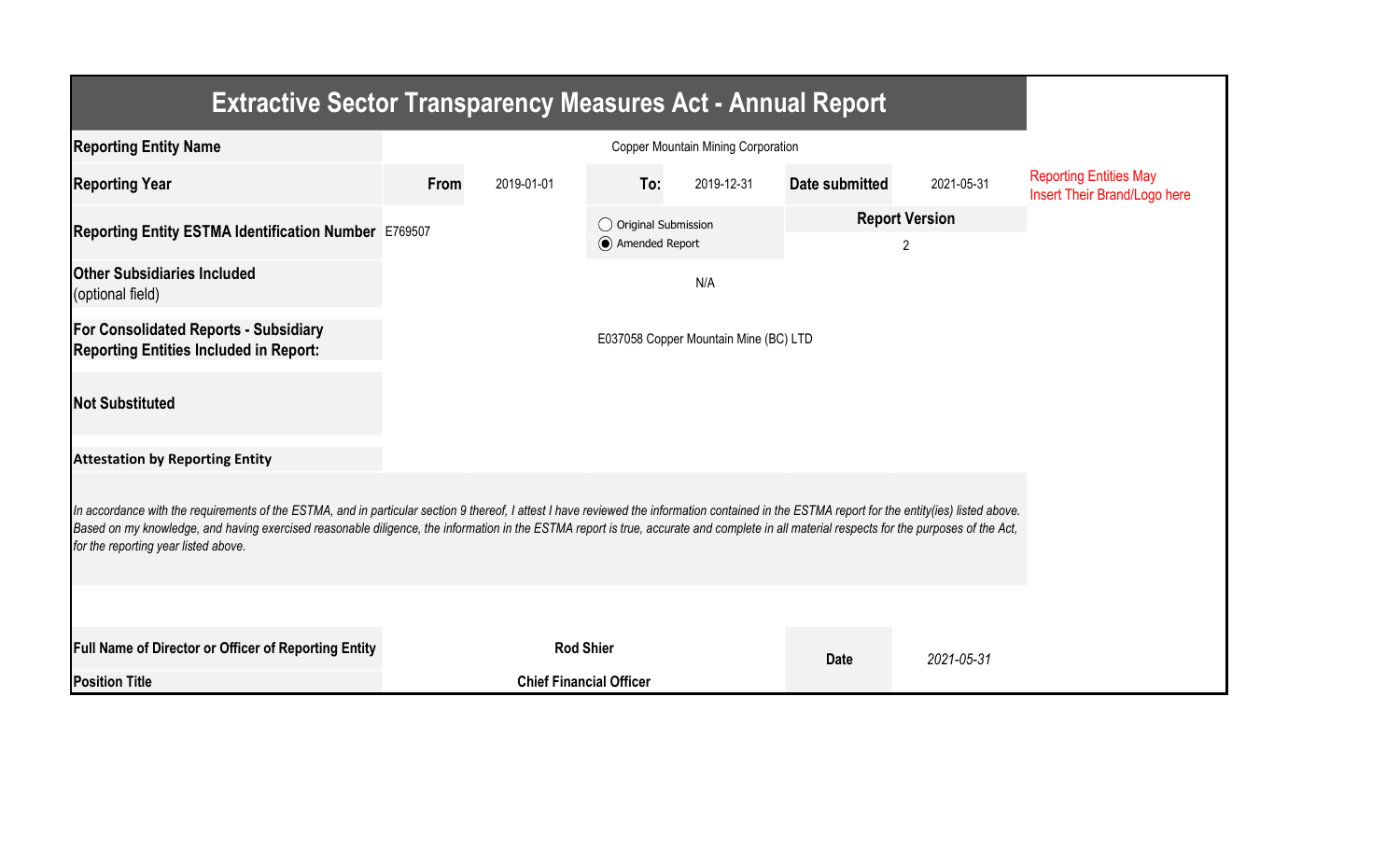# Extractive Sector Transparency Measures Act - Annual Report

| | | | | | | |
|---|---|---|---|---|---|---|
| **Reporting Entity Name** | Copper Mountain Mining Corporation | | | | | Reporting Entities May Insert Their Brand/Logo here |
| **Reporting Year** | **From** 2019-01-01 | **To:** 2019-12-31 | **Date submitted** | 2021-05-31 | | |
| **Reporting Entity ESTMA Identification Number** | E769507 | ◯ Original Submission<br>◉ Amended Report | **Report Version** 2 | | | |
| **Other Subsidiaries Included** (optional field) | N/A | | | | | |
| **For Consolidated Reports - Subsidiary Reporting Entities Included in Report:** | E037058 Copper Mountain Mine (BC) LTD | | | | | |
| **Not Substituted** | | | | | | |

**Attestation by Reporting Entity**

*In accordance with the requirements of the ESTMA, and in particular section 9 thereof, I attest I have reviewed the information contained in the ESTMA report for the entity(ies) listed above. Based on my knowledge, and having exercised reasonable diligence, the information in the ESTMA report is true, accurate and complete in all material respects for the purposes of the Act, for the reporting year listed above.*

| | | | |
|---|---|---|---|
| **Full Name of Director or Officer of Reporting Entity** | **Rod Shier** | **Date** | *2021-05-31* |
| **Position Title** | **Chief Financial Officer** | | |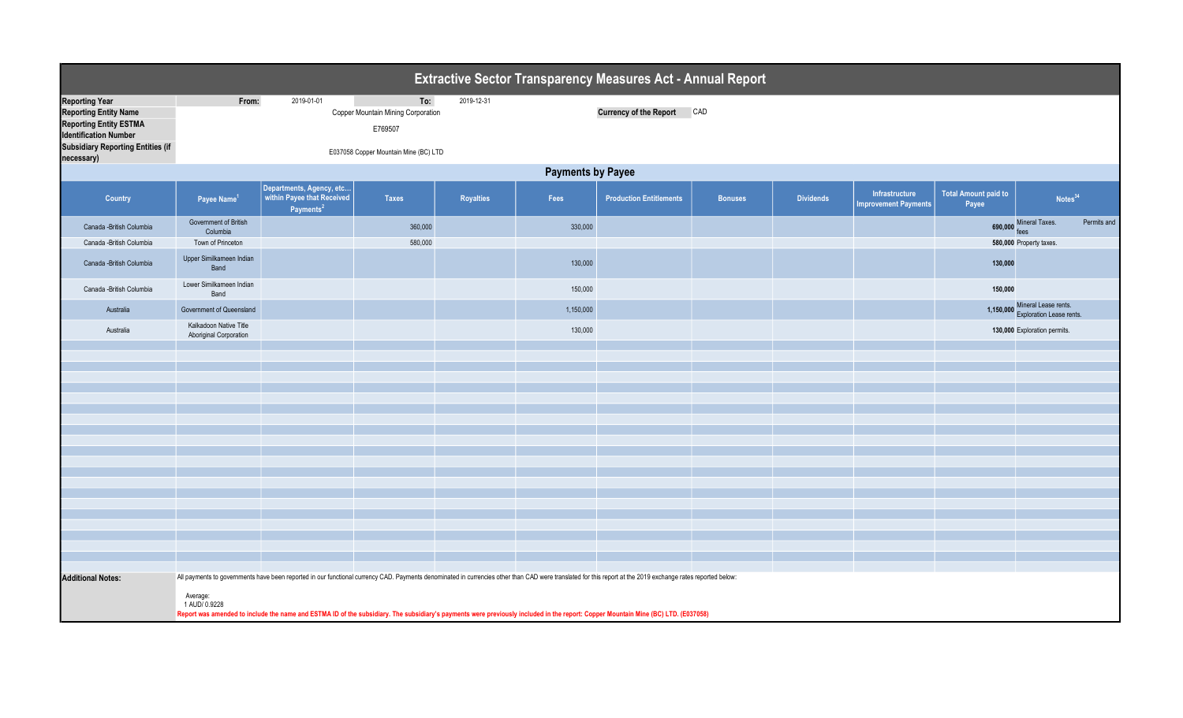# Extractive Sector Transparency Measures Act - Annual Report

| | | | | |
|---|---|---|---|---|
| **Reporting Year** | From: | 2019-01-01 | To: | 2019-12-31 |
| **Reporting Entity Name** | Copper Mountain Mining Corporation | | **Currency of the Report** | CAD |
| **Reporting Entity ESTMA Identification Number** | E769507 | | | |
| **Subsidiary Reporting Entities (if necessary)** | E037058 Copper Mountain Mine (BC) LTD | | | |

## Payments by Payee

| Country | Payee Name[1] | Departments, Agency, etc... within Payee that Received Payments[2] | Taxes | Royalties | Fees | Production Entitlements | Bonuses | Dividends | Infrastructure Improvement Payments | Total Amount paid to Payee | Notes[34] |
|---|---|---|---|---|---|---|---|---|---|---|---|
| Canada -British Columbia | Government of British Columbia | | 360,000 | | 330,000 | | | | | 690,000 | Mineral Taxes. Permits and fees |
| Canada -British Columbia | Town of Princeton | | 580,000 | | | | | | | 580,000 | Property taxes. |
| Canada -British Columbia | Upper Similkameen Indian Band | | | | 130,000 | | | | | 130,000 | |
| Canada -British Columbia | Lower Similkameen Indian Band | | | | 150,000 | | | | | 150,000 | |
| Australia | Government of Queensland | | | | 1,150,000 | | | | | 1,150,000 | Mineral Lease rents. Exploration Lease rents. |
| Australia | Kalkadoon Native Title Aboriginal Corporation | | | | 130,000 | | | | | 130,000 | Exploration permits. |

**Additional Notes:**

All payments to governments have been reported in our functional currency CAD. Payments denominated in currencies other than CAD were translated for this report at the 2019 exchange rates reported below:

Average:
1 AUD/ 0.9228

**Report was amended to include the name and ESTMA ID of the subsidiary. The subsidiary's payments were previously included in the report: Copper Mountain Mine (BC) LTD. (E037058)**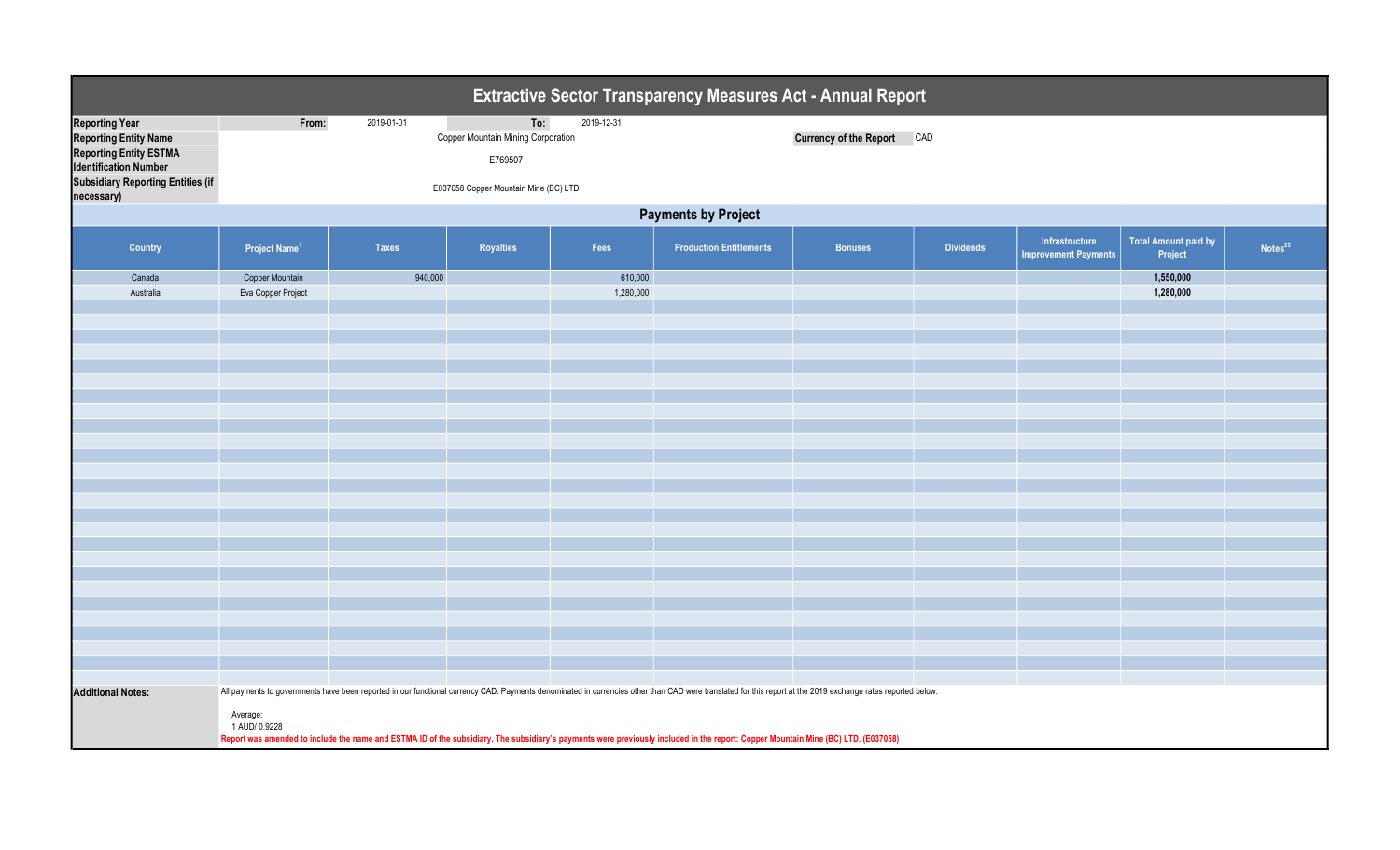# Extractive Sector Transparency Measures Act - Annual Report

| | | | | |
|---|---|---|---|---|
| **Reporting Year** | **From:** | 2019-01-01 | **To:** | 2019-12-31 |
| **Reporting Entity Name** | Copper Mountain Mining Corporation | | **Currency of the Report** | CAD |
| **Reporting Entity ESTMA Identification Number** | E769507 | | | |
| **Subsidiary Reporting Entities (if necessary)** | E037058 Copper Mountain Mine (BC) LTD | | | |

## Payments by Project

| Country | Project Name[1] | Taxes | Royalties | Fees | Production Entitlements | Bonuses | Dividends | Infrastructure Improvement Payments | Total Amount paid by Project | Notes[23] |
|---|---|---|---|---|---|---|---|---|---|---|
| Canada | Copper Mountain | 940,000 | | 610,000 | | | | | **1,550,000** | |
| Australia | Eva Copper Project | | | 1,280,000 | | | | | **1,280,000** | |

**Additional Notes:**

All payments to governments have been reported in our functional currency CAD. Payments denominated in currencies other than CAD were translated for this report at the 2019 exchange rates reported below:

Average:
1 AUD/ 0.9228

**Report was amended to include the name and ESTMA ID of the subsidiary. The subsidiary's payments were previously included in the report: Copper Mountain Mine (BC) LTD. (E037058)**